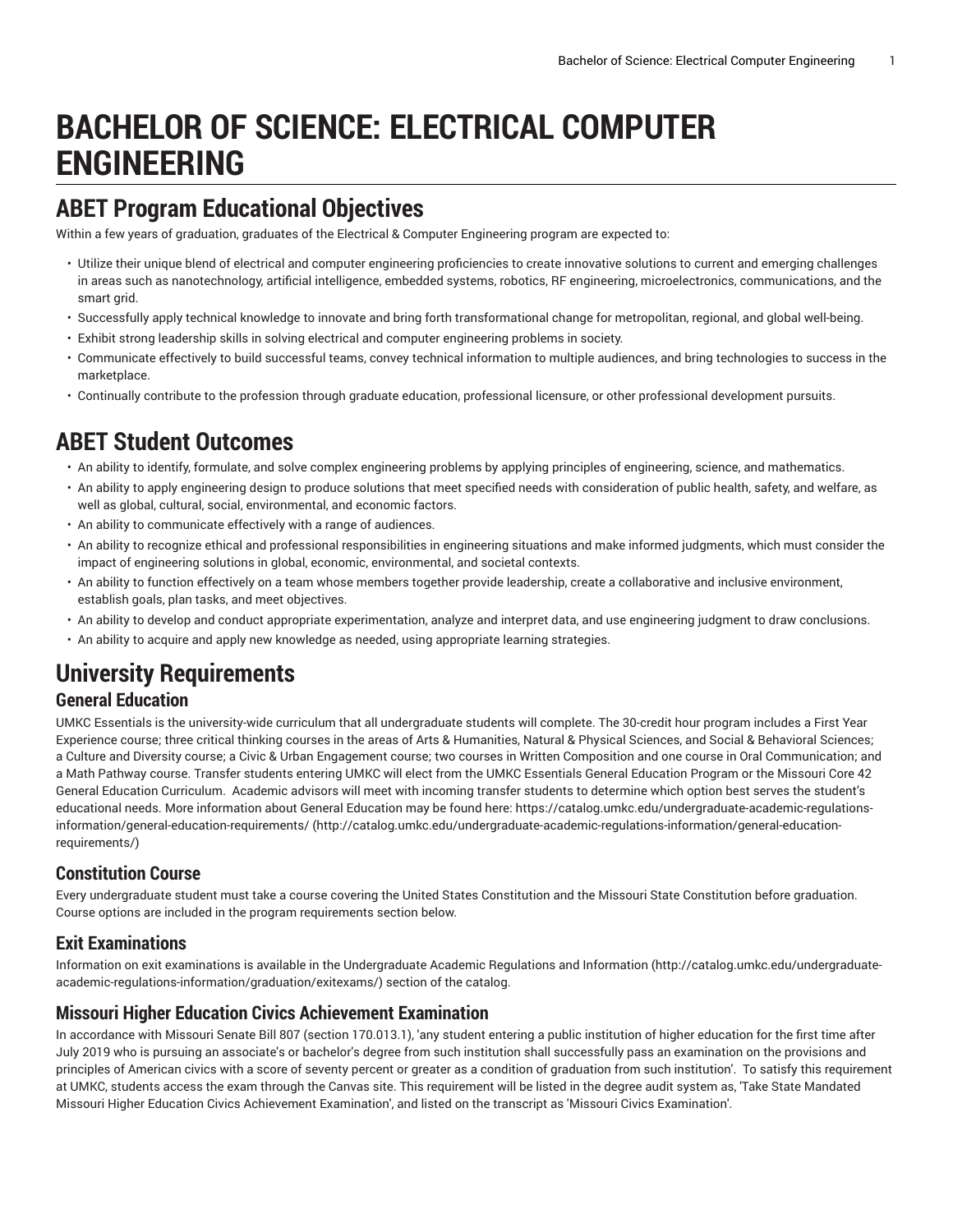# BACHELOR OF SCIENCE: ELECTRICAL COMPUTER ENGINEERING

## ABET Program Educational Objectives

Within a few years of graduation, graduates of the Electrical & Computer Engineering program are expected to:

- Utilize their unique blend of electrical and computer engineering proficiencies to create innovative solutions to current and emerging challenges in areas such as nanotechnology, artificial intelligence, embedded systems, robotics, RF engineering, microelectronics, communications, and the smart grid.
- Successfully apply technical knowledge to innovate and bring forth transformational change for metropolitan, regional, and global well-being.
- Exhibit strong leadership skills in solving electrical and computer engineering problems in society.
- Communicate effectively to build successful teams, convey technical information to multiple audiences, and bring technologies to success in the marketplace.
- Continually contribute to the profession through graduate education, professional licensure, or other professional development pursuits.

## ABET Student Outcomes

- An ability to identify, formulate, and solve complex engineering problems by applying principles of engineering, science, and mathematics.
- An ability to apply engineering design to produce solutions that meet specified needs with consideration of public health, safety, and welfare, as well as global, cultural, social, environmental, and economic factors.
- An ability to communicate effectively with a range of audiences.
- An ability to recognize ethical and professional responsibilities in engineering situations and make informed judgments, which must consider the impact of engineering solutions in global, economic, environmental, and societal contexts.
- An ability to function effectively on a team whose members together provide leadership, create a collaborative and inclusive environment, establish goals, plan tasks, and meet objectives.
- An ability to develop and conduct appropriate experimentation, analyze and interpret data, and use engineering judgment to draw conclusions.
- An ability to acquire and apply new knowledge as needed, using appropriate learning strategies.

## University Requirements

### General Education

UMKC Essentials is the university-wide curriculum that all undergraduate students will complete. The 30-credit hour program includes a First Year Experience course; three critical thinking courses in the areas of Arts & Humanities, Natural & Physical Sciences, and Social & Behavioral Sciences; a Culture and Diversity course; a Civic & Urban Engagement course; two courses in Written Composition and one course in Oral Communication; and a Math Pathway course. Transfer students entering UMKC will elect from the UMKC Essentials General Education Program or the Missouri Core 42 General Education Curriculum. Academic advisors will meet with incoming transfer students to determine which option best serves the student's educational needs. More information about General Education may be found here: https://catalog.umkc.edu/undergraduate-academic-regulations-information/general-education-requirements/ (http://catalog.umkc.edu/undergraduate-academic-regulations-information/general-education-requirements/)

### Constitution Course

Every undergraduate student must take a course covering the United States Constitution and the Missouri State Constitution before graduation. Course options are included in the program requirements section below.

### Exit Examinations

Information on exit examinations is available in the Undergraduate Academic Regulations and Information (http://catalog.umkc.edu/undergraduate-academic-regulations-information/graduation/exitexams/) section of the catalog.

### Missouri Higher Education Civics Achievement Examination

In accordance with Missouri Senate Bill 807 (section 170.013.1), 'any student entering a public institution of higher education for the first time after July 2019 who is pursuing an associate's or bachelor's degree from such institution shall successfully pass an examination on the provisions and principles of American civics with a score of seventy percent or greater as a condition of graduation from such institution'. To satisfy this requirement at UMKC, students access the exam through the Canvas site. This requirement will be listed in the degree audit system as, 'Take State Mandated Missouri Higher Education Civics Achievement Examination', and listed on the transcript as 'Missouri Civics Examination'.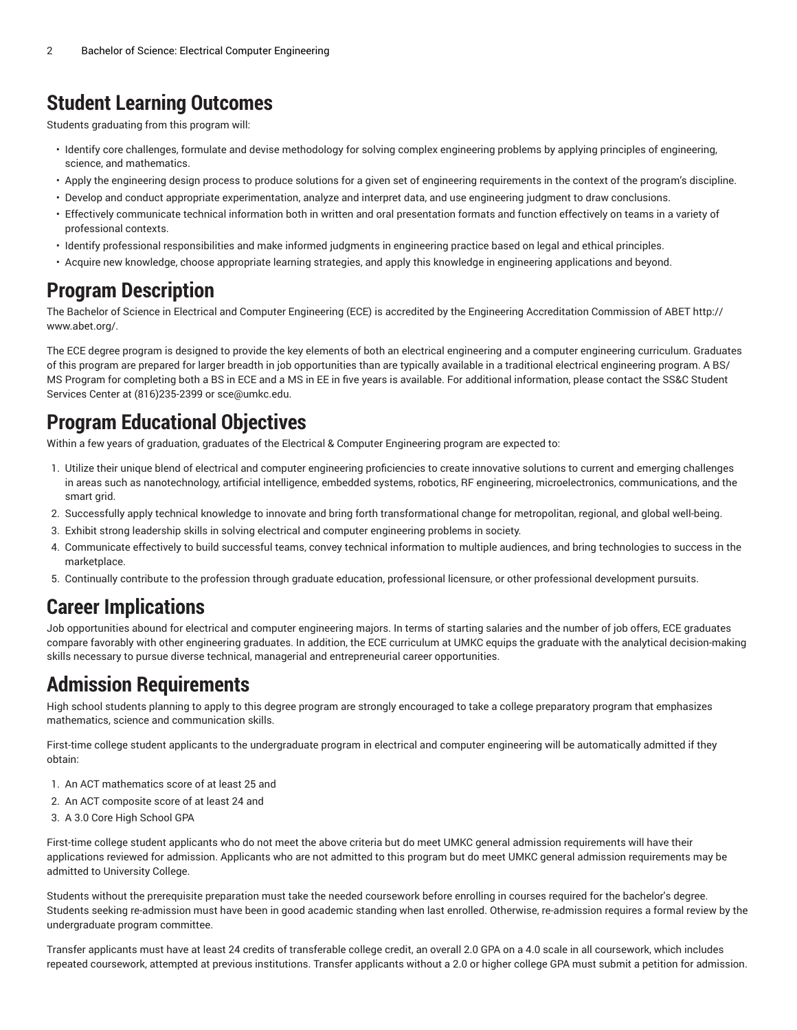## Student Learning Outcomes

Students graduating from this program will:

- Identify core challenges, formulate and devise methodology for solving complex engineering problems by applying principles of engineering, science, and mathematics.
- Apply the engineering design process to produce solutions for a given set of engineering requirements in the context of the program's discipline.
- Develop and conduct appropriate experimentation, analyze and interpret data, and use engineering judgment to draw conclusions.
- Effectively communicate technical information both in written and oral presentation formats and function effectively on teams in a variety of professional contexts.
- Identify professional responsibilities and make informed judgments in engineering practice based on legal and ethical principles.
- Acquire new knowledge, choose appropriate learning strategies, and apply this knowledge in engineering applications and beyond.

## Program Description

The Bachelor of Science in Electrical and Computer Engineering (ECE) is accredited by the Engineering Accreditation Commission of ABET http://www.abet.org/.

The ECE degree program is designed to provide the key elements of both an electrical engineering and a computer engineering curriculum. Graduates of this program are prepared for larger breadth in job opportunities than are typically available in a traditional electrical engineering program. A BS/MS Program for completing both a BS in ECE and a MS in EE in five years is available. For additional information, please contact the SS&C Student Services Center at (816)235-2399 or sce@umkc.edu.

## Program Educational Objectives

Within a few years of graduation, graduates of the Electrical & Computer Engineering program are expected to:

1. Utilize their unique blend of electrical and computer engineering proficiencies to create innovative solutions to current and emerging challenges in areas such as nanotechnology, artificial intelligence, embedded systems, robotics, RF engineering, microelectronics, communications, and the smart grid.
2. Successfully apply technical knowledge to innovate and bring forth transformational change for metropolitan, regional, and global well-being.
3. Exhibit strong leadership skills in solving electrical and computer engineering problems in society.
4. Communicate effectively to build successful teams, convey technical information to multiple audiences, and bring technologies to success in the marketplace.
5. Continually contribute to the profession through graduate education, professional licensure, or other professional development pursuits.

## Career Implications

Job opportunities abound for electrical and computer engineering majors. In terms of starting salaries and the number of job offers, ECE graduates compare favorably with other engineering graduates. In addition, the ECE curriculum at UMKC equips the graduate with the analytical decision-making skills necessary to pursue diverse technical, managerial and entrepreneurial career opportunities.

## Admission Requirements

High school students planning to apply to this degree program are strongly encouraged to take a college preparatory program that emphasizes mathematics, science and communication skills.

First-time college student applicants to the undergraduate program in electrical and computer engineering will be automatically admitted if they obtain:

1. An ACT mathematics score of at least 25 and
2. An ACT composite score of at least 24 and
3. A 3.0 Core High School GPA

First-time college student applicants who do not meet the above criteria but do meet UMKC general admission requirements will have their applications reviewed for admission. Applicants who are not admitted to this program but do meet UMKC general admission requirements may be admitted to University College.

Students without the prerequisite preparation must take the needed coursework before enrolling in courses required for the bachelor's degree. Students seeking re-admission must have been in good academic standing when last enrolled. Otherwise, re-admission requires a formal review by the undergraduate program committee.

Transfer applicants must have at least 24 credits of transferable college credit, an overall 2.0 GPA on a 4.0 scale in all coursework, which includes repeated coursework, attempted at previous institutions. Transfer applicants without a 2.0 or higher college GPA must submit a petition for admission.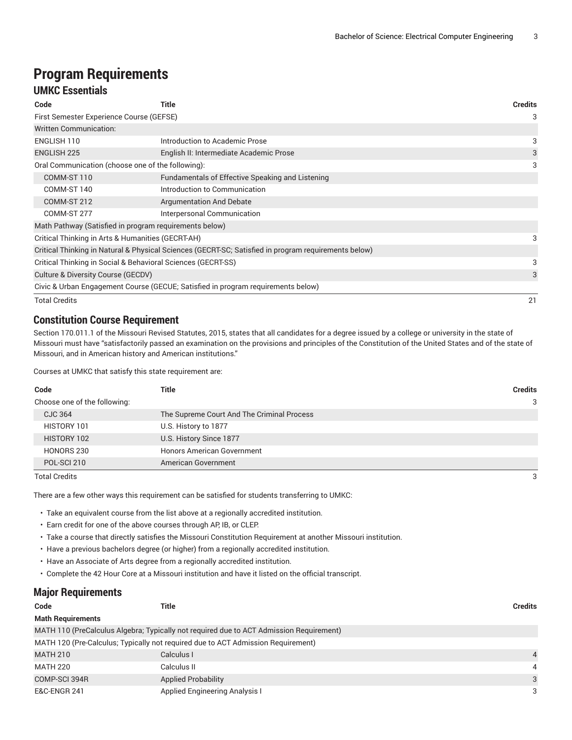# Program Requirements

## UMKC Essentials

| Code | Title | Credits |
|---|---|---|
| First Semester Experience Course (GEFSE) | | 3 |
| Written Communication: | | |
| ENGLISH 110 | Introduction to Academic Prose | 3 |
| ENGLISH 225 | English II: Intermediate Academic Prose | 3 |
| Oral Communication (choose one of the following): | | 3 |
| COMM-ST 110 | Fundamentals of Effective Speaking and Listening | |
| COMM-ST 140 | Introduction to Communication | |
| COMM-ST 212 | Argumentation And Debate | |
| COMM-ST 277 | Interpersonal Communication | |
| Math Pathway (Satisfied in program requirements below) | | |
| Critical Thinking in Arts & Humanities (GECRT-AH) | | 3 |
| Critical Thinking in Natural & Physical Sciences (GECRT-SC; Satisfied in program requirements below) | | |
| Critical Thinking in Social & Behavioral Sciences (GECRT-SS) | | 3 |
| Culture & Diversity Course (GECDV) | | 3 |
| Civic & Urban Engagement Course (GECUE; Satisfied in program requirements below) | | |
| Total Credits | | 21 |

## Constitution Course Requirement

Section 170.011.1 of the Missouri Revised Statutes, 2015, states that all candidates for a degree issued by a college or university in the state of Missouri must have "satisfactorily passed an examination on the provisions and principles of the Constitution of the United States and of the state of Missouri, and in American history and American institutions."

Courses at UMKC that satisfy this state requirement are:

| Code | Title | Credits |
|---|---|---|
| Choose one of the following: | | 3 |
| CJC 364 | The Supreme Court And The Criminal Process | |
| HISTORY 101 | U.S. History to 1877 | |
| HISTORY 102 | U.S. History Since 1877 | |
| HONORS 230 | Honors American Government | |
| POL-SCI 210 | American Government | |
| Total Credits | | 3 |

There are a few other ways this requirement can be satisfied for students transferring to UMKC:

- Take an equivalent course from the list above at a regionally accredited institution.
- Earn credit for one of the above courses through AP, IB, or CLEP.
- Take a course that directly satisfies the Missouri Constitution Requirement at another Missouri institution.
- Have a previous bachelors degree (or higher) from a regionally accredited institution.
- Have an Associate of Arts degree from a regionally accredited institution.
- Complete the 42 Hour Core at a Missouri institution and have it listed on the official transcript.

## Major Requirements

| Code | Title | Credits |
|---|---|---|
| **Math Requirements** | | |
| MATH 110 (PreCalculus Algebra; Typically not required due to ACT Admission Requirement) | | |
| MATH 120 (Pre-Calculus; Typically not required due to ACT Admission Requirement) | | |
| MATH 210 | Calculus I | 4 |
| MATH 220 | Calculus II | 4 |
| COMP-SCI 394R | Applied Probability | 3 |
| E&C-ENGR 241 | Applied Engineering Analysis I | 3 |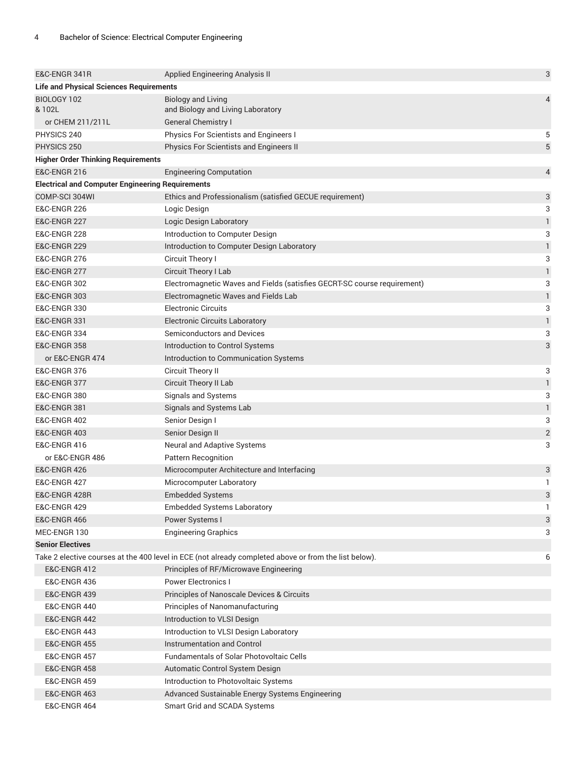| | | |
|---|---|---|
| E&C-ENGR 341R | Applied Engineering Analysis II | 3 |
| **Life and Physical Sciences Requirements** | | |
| BIOLOGY 102<br>& 102L | Biology and Living<br>and Biology and Living Laboratory | 4 |
| or CHEM 211/211L | General Chemistry I | |
| PHYSICS 240 | Physics For Scientists and Engineers I | 5 |
| PHYSICS 250 | Physics For Scientists and Engineers II | 5 |
| **Higher Order Thinking Requirements** | | |
| E&C-ENGR 216 | Engineering Computation | 4 |
| **Electrical and Computer Engineering Requirements** | | |
| COMP-SCI 304WI | Ethics and Professionalism (satisfied GECUE requirement) | 3 |
| E&C-ENGR 226 | Logic Design | 3 |
| E&C-ENGR 227 | Logic Design Laboratory | 1 |
| E&C-ENGR 228 | Introduction to Computer Design | 3 |
| E&C-ENGR 229 | Introduction to Computer Design Laboratory | 1 |
| E&C-ENGR 276 | Circuit Theory I | 3 |
| E&C-ENGR 277 | Circuit Theory I Lab | 1 |
| E&C-ENGR 302 | Electromagnetic Waves and Fields (satisfies GECRT-SC course requirement) | 3 |
| E&C-ENGR 303 | Electromagnetic Waves and Fields Lab | 1 |
| E&C-ENGR 330 | Electronic Circuits | 3 |
| E&C-ENGR 331 | Electronic Circuits Laboratory | 1 |
| E&C-ENGR 334 | Semiconductors and Devices | 3 |
| E&C-ENGR 358 | Introduction to Control Systems | 3 |
| or E&C-ENGR 474 | Introduction to Communication Systems | |
| E&C-ENGR 376 | Circuit Theory II | 3 |
| E&C-ENGR 377 | Circuit Theory II Lab | 1 |
| E&C-ENGR 380 | Signals and Systems | 3 |
| E&C-ENGR 381 | Signals and Systems Lab | 1 |
| E&C-ENGR 402 | Senior Design I | 3 |
| E&C-ENGR 403 | Senior Design II | 2 |
| E&C-ENGR 416 | Neural and Adaptive Systems | 3 |
| or E&C-ENGR 486 | Pattern Recognition | |
| E&C-ENGR 426 | Microcomputer Architecture and Interfacing | 3 |
| E&C-ENGR 427 | Microcomputer Laboratory | 1 |
| E&C-ENGR 428R | Embedded Systems | 3 |
| E&C-ENGR 429 | Embedded Systems Laboratory | 1 |
| E&C-ENGR 466 | Power Systems I | 3 |
| MEC-ENGR 130 | Engineering Graphics | 3 |
| **Senior Electives** | | |
| Take 2 elective courses at the 400 level in ECE (not already completed above or from the list below). | | 6 |
| E&C-ENGR 412 | Principles of RF/Microwave Engineering | |
| E&C-ENGR 436 | Power Electronics I | |
| E&C-ENGR 439 | Principles of Nanoscale Devices & Circuits | |
| E&C-ENGR 440 | Principles of Nanomanufacturing | |
| E&C-ENGR 442 | Introduction to VLSI Design | |
| E&C-ENGR 443 | Introduction to VLSI Design Laboratory | |
| E&C-ENGR 455 | Instrumentation and Control | |
| E&C-ENGR 457 | Fundamentals of Solar Photovoltaic Cells | |
| E&C-ENGR 458 | Automatic Control System Design | |
| E&C-ENGR 459 | Introduction to Photovoltaic Systems | |
| E&C-ENGR 463 | Advanced Sustainable Energy Systems Engineering | |
| E&C-ENGR 464 | Smart Grid and SCADA Systems | |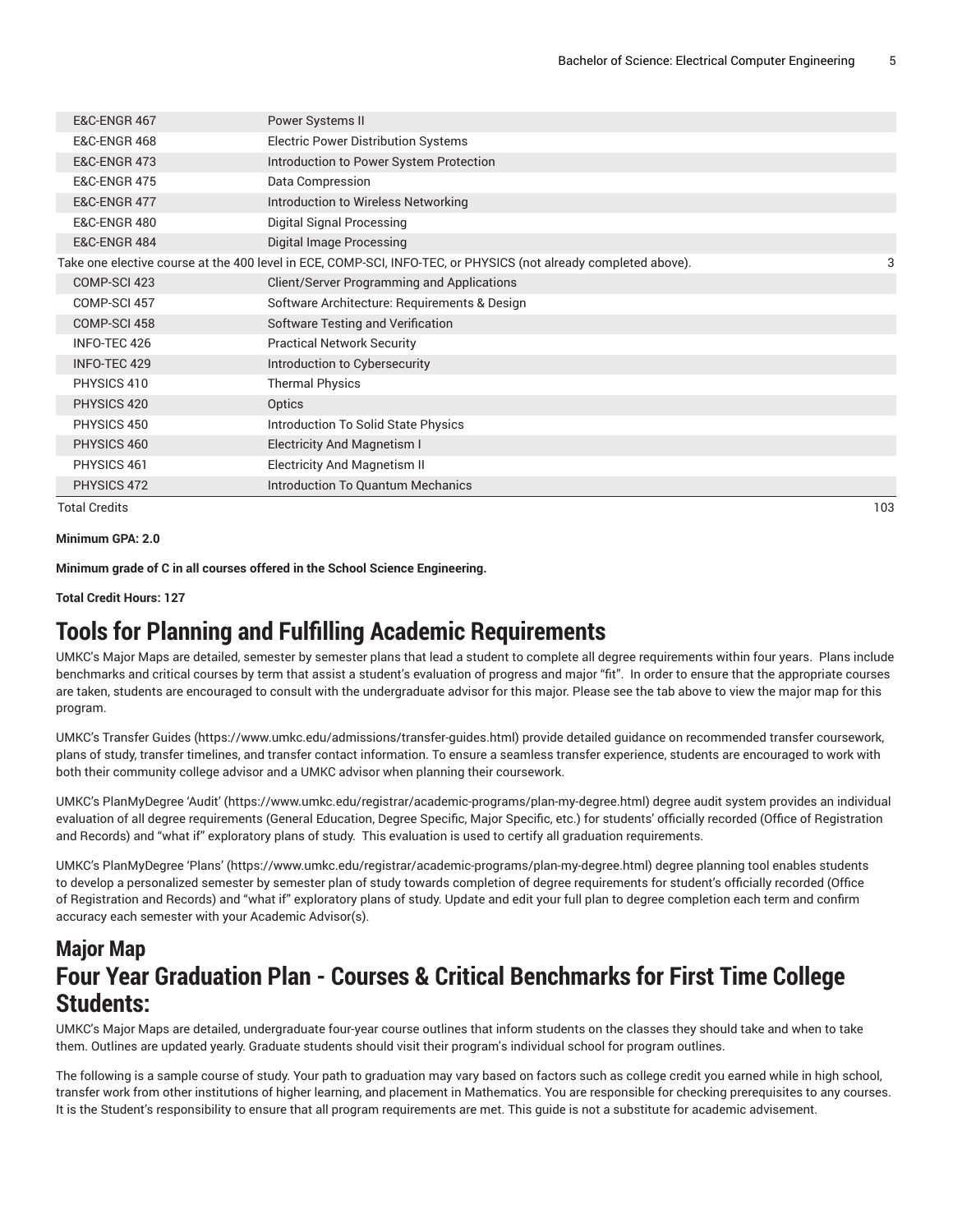| | | |
|---|---|---|
| E&C-ENGR 467 | Power Systems II | |
| E&C-ENGR 468 | Electric Power Distribution Systems | |
| E&C-ENGR 473 | Introduction to Power System Protection | |
| E&C-ENGR 475 | Data Compression | |
| E&C-ENGR 477 | Introduction to Wireless Networking | |
| E&C-ENGR 480 | Digital Signal Processing | |
| E&C-ENGR 484 | Digital Image Processing | |
| Take one elective course at the 400 level in ECE, COMP-SCI, INFO-TEC, or PHYSICS (not already completed above). | | 3 |
| COMP-SCI 423 | Client/Server Programming and Applications | |
| COMP-SCI 457 | Software Architecture: Requirements & Design | |
| COMP-SCI 458 | Software Testing and Verification | |
| INFO-TEC 426 | Practical Network Security | |
| INFO-TEC 429 | Introduction to Cybersecurity | |
| PHYSICS 410 | Thermal Physics | |
| PHYSICS 420 | Optics | |
| PHYSICS 450 | Introduction To Solid State Physics | |
| PHYSICS 460 | Electricity And Magnetism I | |
| PHYSICS 461 | Electricity And Magnetism II | |
| PHYSICS 472 | Introduction To Quantum Mechanics | |
| Total Credits | | 103 |

**Minimum GPA: 2.0**

**Minimum grade of C in all courses offered in the School Science Engineering.**

**Total Credit Hours: 127**

# Tools for Planning and Fulfilling Academic Requirements

UMKC's Major Maps are detailed, semester by semester plans that lead a student to complete all degree requirements within four years. Plans include benchmarks and critical courses by term that assist a student's evaluation of progress and major "fit". In order to ensure that the appropriate courses are taken, students are encouraged to consult with the undergraduate advisor for this major. Please see the tab above to view the major map for this program.

UMKC's Transfer Guides (https://www.umkc.edu/admissions/transfer-guides.html) provide detailed guidance on recommended transfer coursework, plans of study, transfer timelines, and transfer contact information. To ensure a seamless transfer experience, students are encouraged to work with both their community college advisor and a UMKC advisor when planning their coursework.

UMKC's PlanMyDegree 'Audit' (https://www.umkc.edu/registrar/academic-programs/plan-my-degree.html) degree audit system provides an individual evaluation of all degree requirements (General Education, Degree Specific, Major Specific, etc.) for students' officially recorded (Office of Registration and Records) and "what if" exploratory plans of study. This evaluation is used to certify all graduation requirements.

UMKC's PlanMyDegree 'Plans' (https://www.umkc.edu/registrar/academic-programs/plan-my-degree.html) degree planning tool enables students to develop a personalized semester by semester plan of study towards completion of degree requirements for student's officially recorded (Office of Registration and Records) and "what if" exploratory plans of study. Update and edit your full plan to degree completion each term and confirm accuracy each semester with your Academic Advisor(s).

## Major Map

## Four Year Graduation Plan - Courses & Critical Benchmarks for First Time College Students:

UMKC's Major Maps are detailed, undergraduate four-year course outlines that inform students on the classes they should take and when to take them. Outlines are updated yearly. Graduate students should visit their program's individual school for program outlines.

The following is a sample course of study. Your path to graduation may vary based on factors such as college credit you earned while in high school, transfer work from other institutions of higher learning, and placement in Mathematics. You are responsible for checking prerequisites to any courses. It is the Student's responsibility to ensure that all program requirements are met. This guide is not a substitute for academic advisement.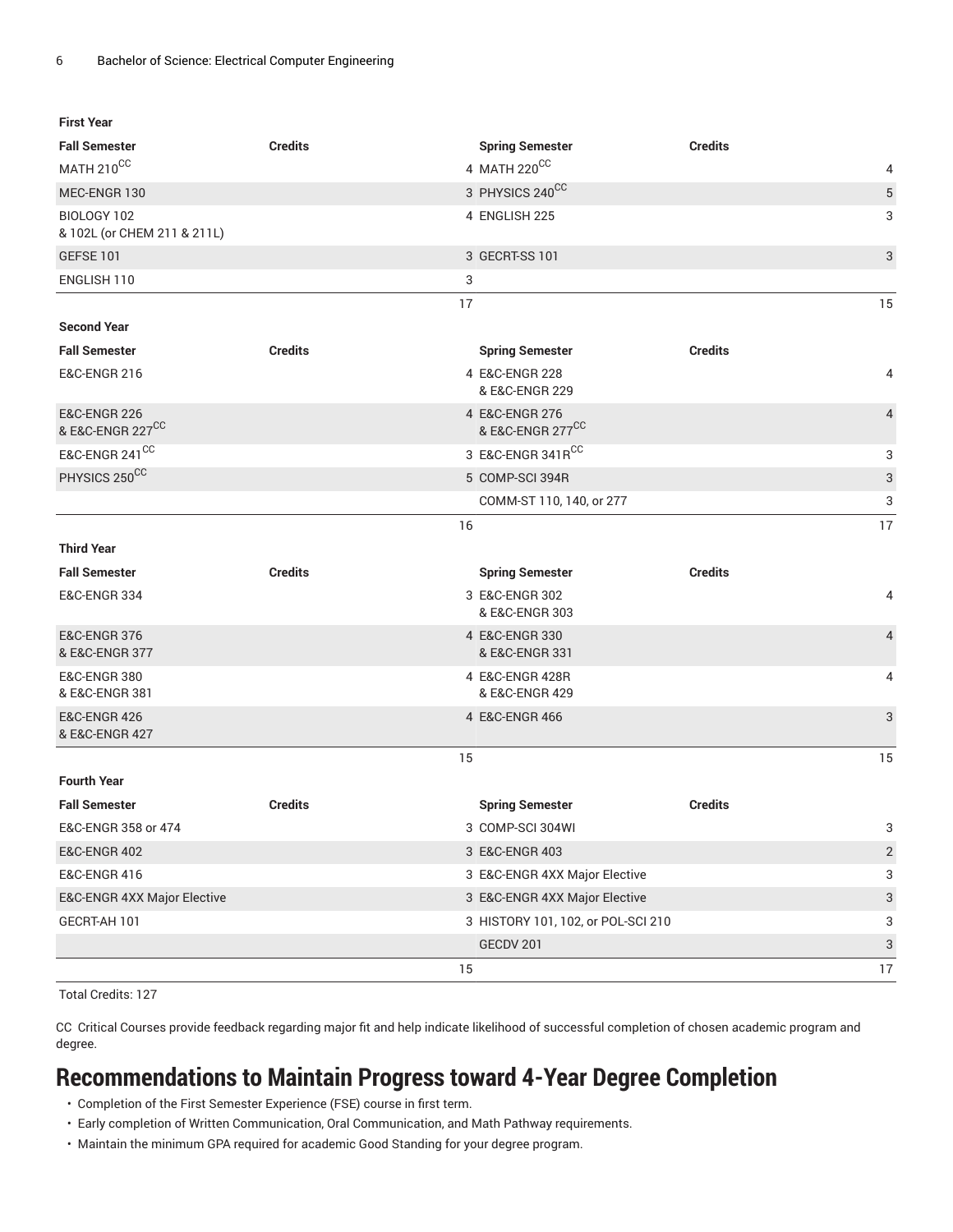| First Year | | | |
| --- | --- | --- | --- |
| **Fall Semester** | **Credits** | **Spring Semester** | **Credits** |
| MATH 210[CC] | 4 | MATH 220[CC] | 4 |
| MEC-ENGR 130 | 3 | PHYSICS 240[CC] | 5 |
| BIOLOGY 102 & 102L (or CHEM 211 & 211L) | 4 | ENGLISH 225 | 3 |
| GEFSE 101 | 3 | GECRT-SS 101 | 3 |
| ENGLISH 110 | 3 | | |
| | 17 | | 15 |
| **Second Year** | | | |
| **Fall Semester** | **Credits** | **Spring Semester** | **Credits** |
| E&C-ENGR 216 | 4 | E&C-ENGR 228 & E&C-ENGR 229 | 4 |
| E&C-ENGR 226 & E&C-ENGR 227[CC] | 4 | E&C-ENGR 276 & E&C-ENGR 277[CC] | 4 |
| E&C-ENGR 241[CC] | 3 | E&C-ENGR 341R[CC] | 3 |
| PHYSICS 250[CC] | 5 | COMP-SCI 394R | 3 |
| | | COMM-ST 110, 140, or 277 | 3 |
| | 16 | | 17 |
| **Third Year** | | | |
| **Fall Semester** | **Credits** | **Spring Semester** | **Credits** |
| E&C-ENGR 334 | 3 | E&C-ENGR 302 & E&C-ENGR 303 | 4 |
| E&C-ENGR 376 & E&C-ENGR 377 | 4 | E&C-ENGR 330 & E&C-ENGR 331 | 4 |
| E&C-ENGR 380 & E&C-ENGR 381 | 4 | E&C-ENGR 428R & E&C-ENGR 429 | 4 |
| E&C-ENGR 426 & E&C-ENGR 427 | 4 | E&C-ENGR 466 | 3 |
| | 15 | | 15 |
| **Fourth Year** | | | |
| **Fall Semester** | **Credits** | **Spring Semester** | **Credits** |
| E&C-ENGR 358 or 474 | 3 | COMP-SCI 304WI | 3 |
| E&C-ENGR 402 | 3 | E&C-ENGR 403 | 2 |
| E&C-ENGR 416 | 3 | E&C-ENGR 4XX Major Elective | 3 |
| E&C-ENGR 4XX Major Elective | 3 | E&C-ENGR 4XX Major Elective | 3 |
| GECRT-AH 101 | 3 | HISTORY 101, 102, or POL-SCI 210 | 3 |
| | | GECDV 201 | 3 |
| | 15 | | 17 |

Total Credits: 127

CC Critical Courses provide feedback regarding major fit and help indicate likelihood of successful completion of chosen academic program and degree.

# Recommendations to Maintain Progress toward 4-Year Degree Completion

- Completion of the First Semester Experience (FSE) course in first term.
- Early completion of Written Communication, Oral Communication, and Math Pathway requirements.
- Maintain the minimum GPA required for academic Good Standing for your degree program.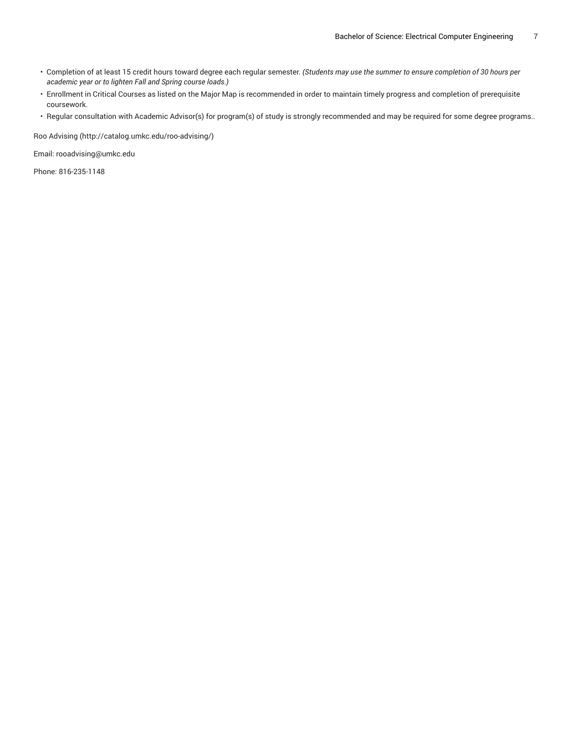- Completion of at least 15 credit hours toward degree each regular semester. *(Students may use the summer to ensure completion of 30 hours per academic year or to lighten Fall and Spring course loads.)*
- Enrollment in Critical Courses as listed on the Major Map is recommended in order to maintain timely progress and completion of prerequisite coursework.
- Regular consultation with Academic Advisor(s) for program(s) of study is strongly recommended and may be required for some degree programs..

Roo Advising (http://catalog.umkc.edu/roo-advising/)

Email: rooadvising@umkc.edu

Phone: 816-235-1148